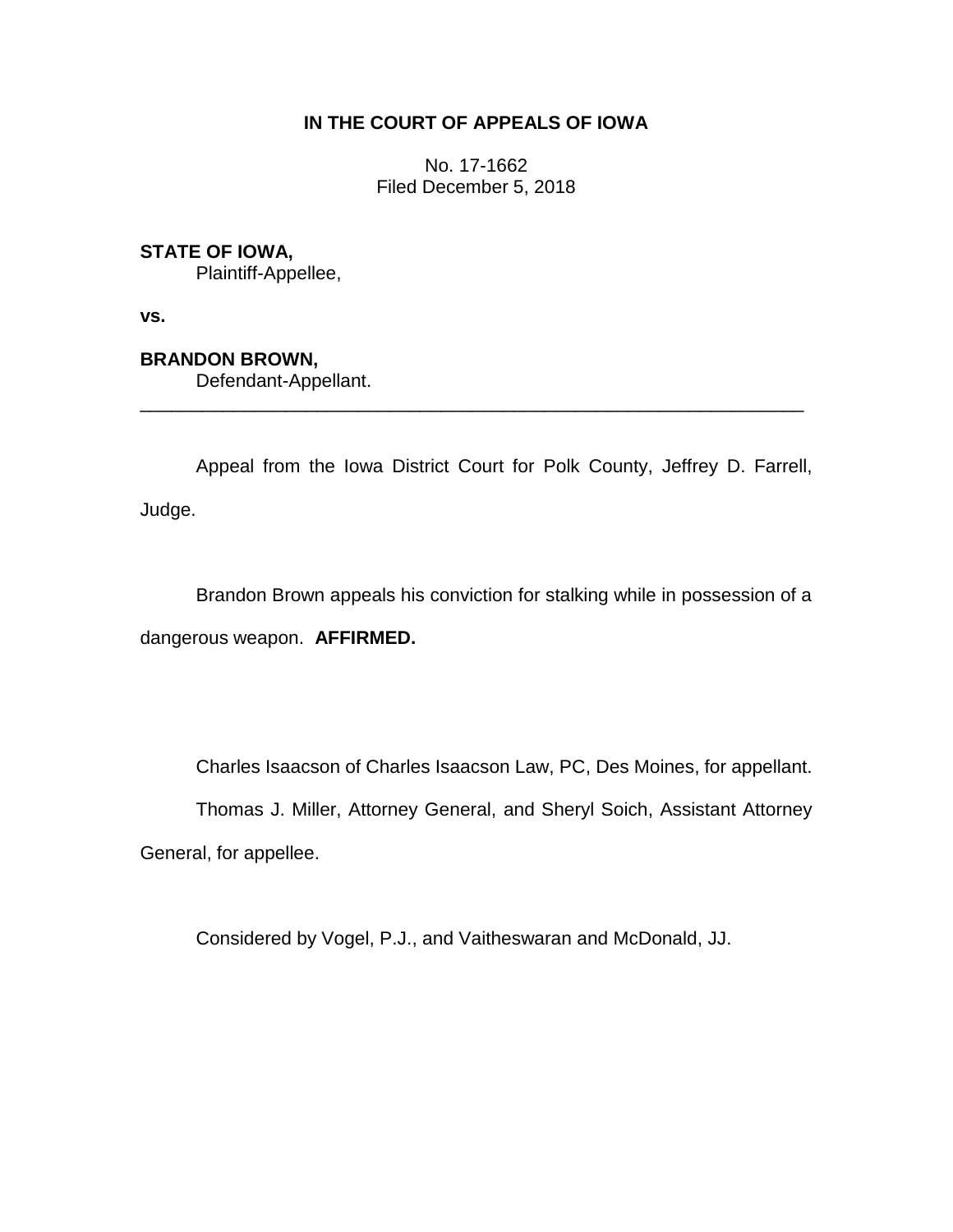**IN THE COURT OF APPEALS OF IOWA**

No. 17-1662
Filed December 5, 2018

**STATE OF IOWA,**
Plaintiff-Appellee,

**vs.**

**BRANDON BROWN,**
Defendant-Appellant.

---

Appeal from the Iowa District Court for Polk County, Jeffrey D. Farrell, Judge.

Brandon Brown appeals his conviction for stalking while in possession of a dangerous weapon. **AFFIRMED.**

Charles Isaacson of Charles Isaacson Law, PC, Des Moines, for appellant.

Thomas J. Miller, Attorney General, and Sheryl Soich, Assistant Attorney General, for appellee.

Considered by Vogel, P.J., and Vaitheswaran and McDonald, JJ.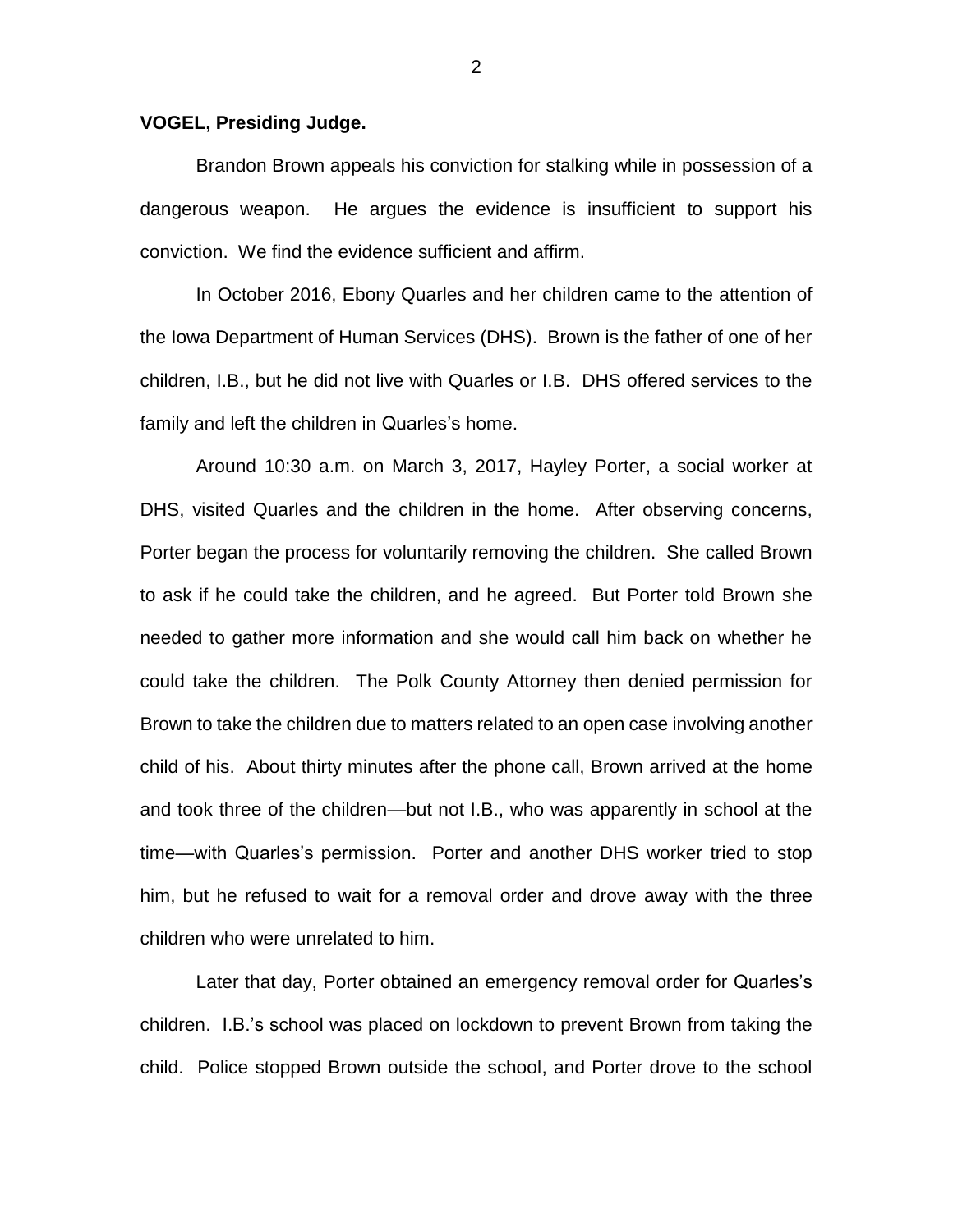**VOGEL, Presiding Judge.**

Brandon Brown appeals his conviction for stalking while in possession of a dangerous weapon. He argues the evidence is insufficient to support his conviction. We find the evidence sufficient and affirm.

In October 2016, Ebony Quarles and her children came to the attention of the Iowa Department of Human Services (DHS). Brown is the father of one of her children, I.B., but he did not live with Quarles or I.B. DHS offered services to the family and left the children in Quarles's home.

Around 10:30 a.m. on March 3, 2017, Hayley Porter, a social worker at DHS, visited Quarles and the children in the home. After observing concerns, Porter began the process for voluntarily removing the children. She called Brown to ask if he could take the children, and he agreed. But Porter told Brown she needed to gather more information and she would call him back on whether he could take the children. The Polk County Attorney then denied permission for Brown to take the children due to matters related to an open case involving another child of his. About thirty minutes after the phone call, Brown arrived at the home and took three of the children—but not I.B., who was apparently in school at the time—with Quarles's permission. Porter and another DHS worker tried to stop him, but he refused to wait for a removal order and drove away with the three children who were unrelated to him.

Later that day, Porter obtained an emergency removal order for Quarles's children. I.B.'s school was placed on lockdown to prevent Brown from taking the child. Police stopped Brown outside the school, and Porter drove to the school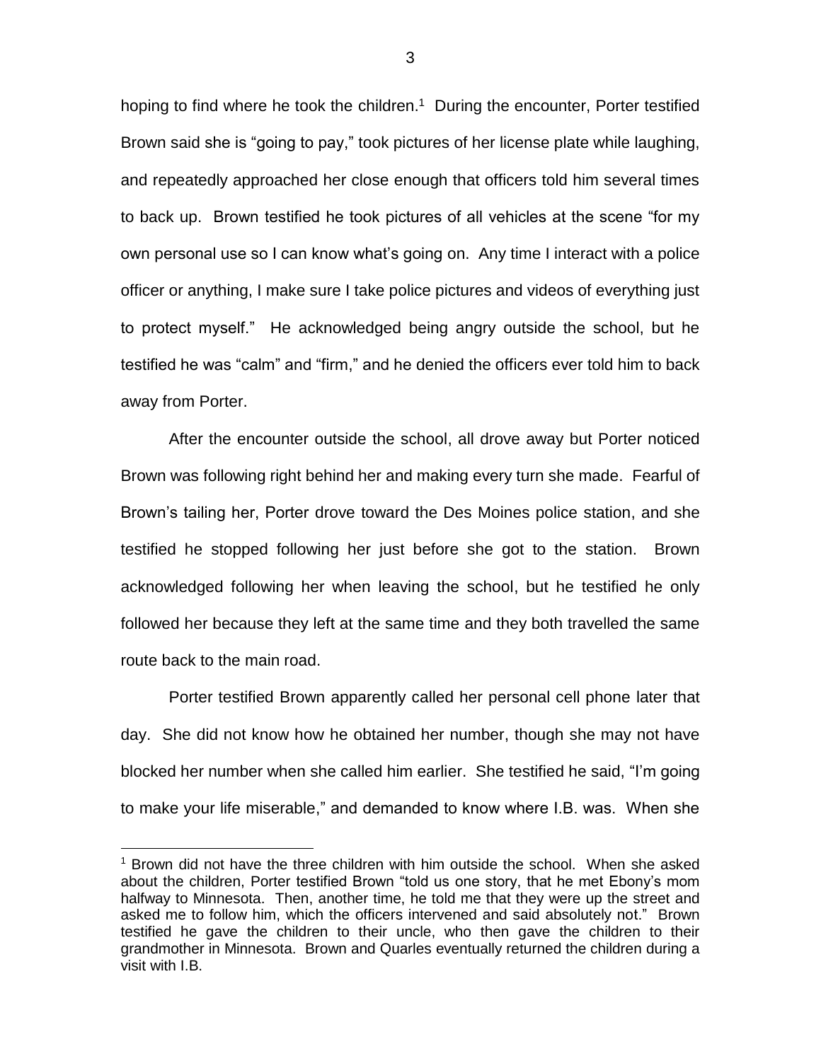hoping to find where he took the children.[1] During the encounter, Porter testified Brown said she is "going to pay," took pictures of her license plate while laughing, and repeatedly approached her close enough that officers told him several times to back up. Brown testified he took pictures of all vehicles at the scene "for my own personal use so I can know what's going on. Any time I interact with a police officer or anything, I make sure I take police pictures and videos of everything just to protect myself." He acknowledged being angry outside the school, but he testified he was "calm" and "firm," and he denied the officers ever told him to back away from Porter.

After the encounter outside the school, all drove away but Porter noticed Brown was following right behind her and making every turn she made. Fearful of Brown's tailing her, Porter drove toward the Des Moines police station, and she testified he stopped following her just before she got to the station. Brown acknowledged following her when leaving the school, but he testified he only followed her because they left at the same time and they both travelled the same route back to the main road.

Porter testified Brown apparently called her personal cell phone later that day. She did not know how he obtained her number, though she may not have blocked her number when she called him earlier. She testified he said, "I'm going to make your life miserable," and demanded to know where I.B. was. When she

---

[1] Brown did not have the three children with him outside the school. When she asked about the children, Porter testified Brown "told us one story, that he met Ebony's mom halfway to Minnesota. Then, another time, he told me that they were up the street and asked me to follow him, which the officers intervened and said absolutely not." Brown testified he gave the children to their uncle, who then gave the children to their grandmother in Minnesota. Brown and Quarles eventually returned the children during a visit with I.B.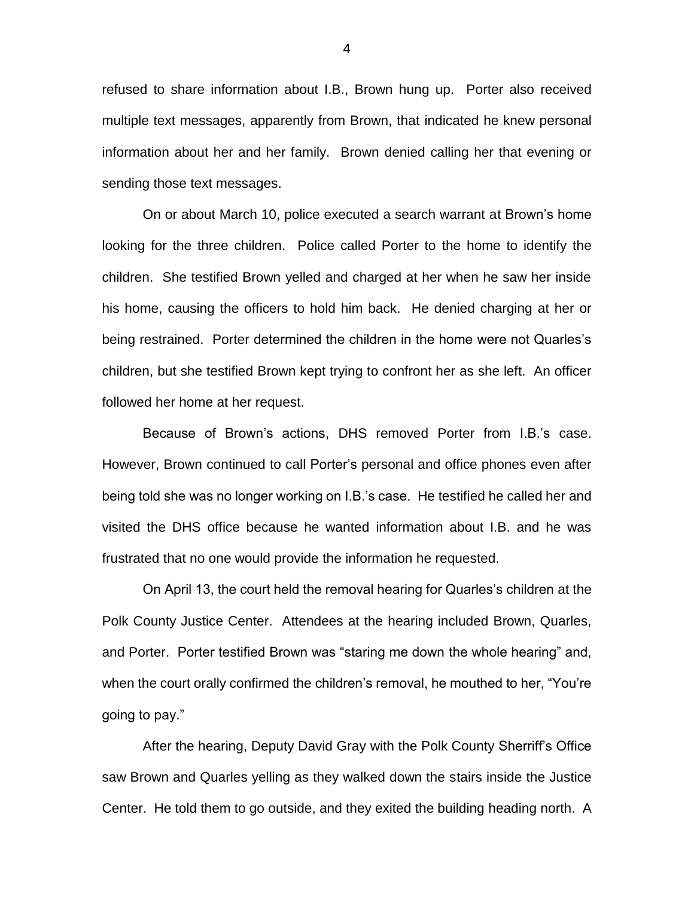refused to share information about I.B., Brown hung up. Porter also received multiple text messages, apparently from Brown, that indicated he knew personal information about her and her family. Brown denied calling her that evening or sending those text messages.

On or about March 10, police executed a search warrant at Brown's home looking for the three children. Police called Porter to the home to identify the children. She testified Brown yelled and charged at her when he saw her inside his home, causing the officers to hold him back. He denied charging at her or being restrained. Porter determined the children in the home were not Quarles's children, but she testified Brown kept trying to confront her as she left. An officer followed her home at her request.

Because of Brown's actions, DHS removed Porter from I.B.'s case. However, Brown continued to call Porter's personal and office phones even after being told she was no longer working on I.B.'s case. He testified he called her and visited the DHS office because he wanted information about I.B. and he was frustrated that no one would provide the information he requested.

On April 13, the court held the removal hearing for Quarles's children at the Polk County Justice Center. Attendees at the hearing included Brown, Quarles, and Porter. Porter testified Brown was "staring me down the whole hearing" and, when the court orally confirmed the children's removal, he mouthed to her, "You're going to pay."

After the hearing, Deputy David Gray with the Polk County Sherriff's Office saw Brown and Quarles yelling as they walked down the stairs inside the Justice Center. He told them to go outside, and they exited the building heading north. A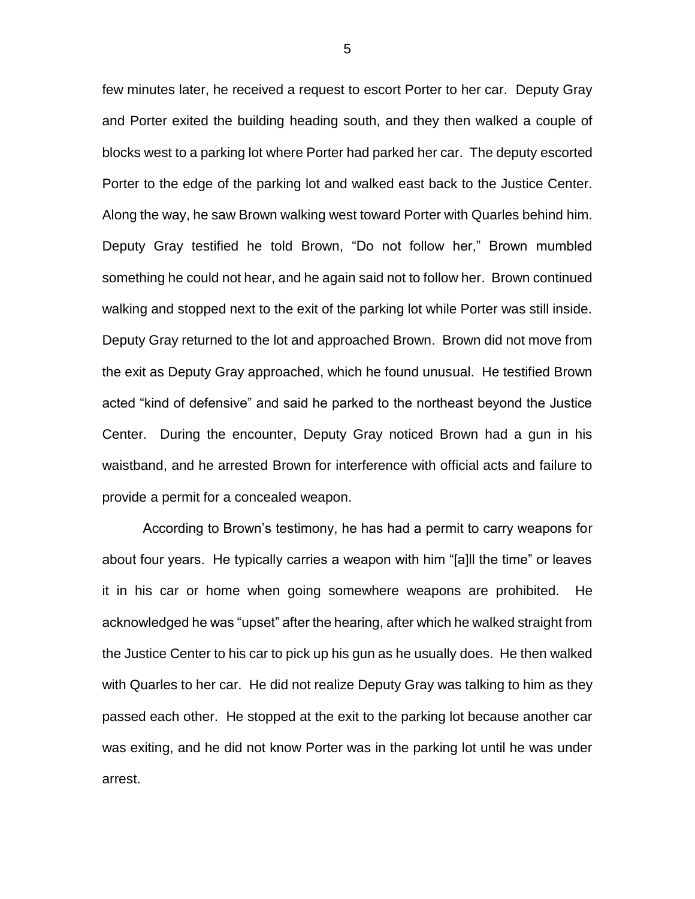few minutes later, he received a request to escort Porter to her car. Deputy Gray and Porter exited the building heading south, and they then walked a couple of blocks west to a parking lot where Porter had parked her car. The deputy escorted Porter to the edge of the parking lot and walked east back to the Justice Center. Along the way, he saw Brown walking west toward Porter with Quarles behind him. Deputy Gray testified he told Brown, "Do not follow her," Brown mumbled something he could not hear, and he again said not to follow her. Brown continued walking and stopped next to the exit of the parking lot while Porter was still inside. Deputy Gray returned to the lot and approached Brown. Brown did not move from the exit as Deputy Gray approached, which he found unusual. He testified Brown acted "kind of defensive" and said he parked to the northeast beyond the Justice Center. During the encounter, Deputy Gray noticed Brown had a gun in his waistband, and he arrested Brown for interference with official acts and failure to provide a permit for a concealed weapon.

According to Brown's testimony, he has had a permit to carry weapons for about four years. He typically carries a weapon with him "[a]ll the time" or leaves it in his car or home when going somewhere weapons are prohibited. He acknowledged he was "upset" after the hearing, after which he walked straight from the Justice Center to his car to pick up his gun as he usually does. He then walked with Quarles to her car. He did not realize Deputy Gray was talking to him as they passed each other. He stopped at the exit to the parking lot because another car was exiting, and he did not know Porter was in the parking lot until he was under arrest.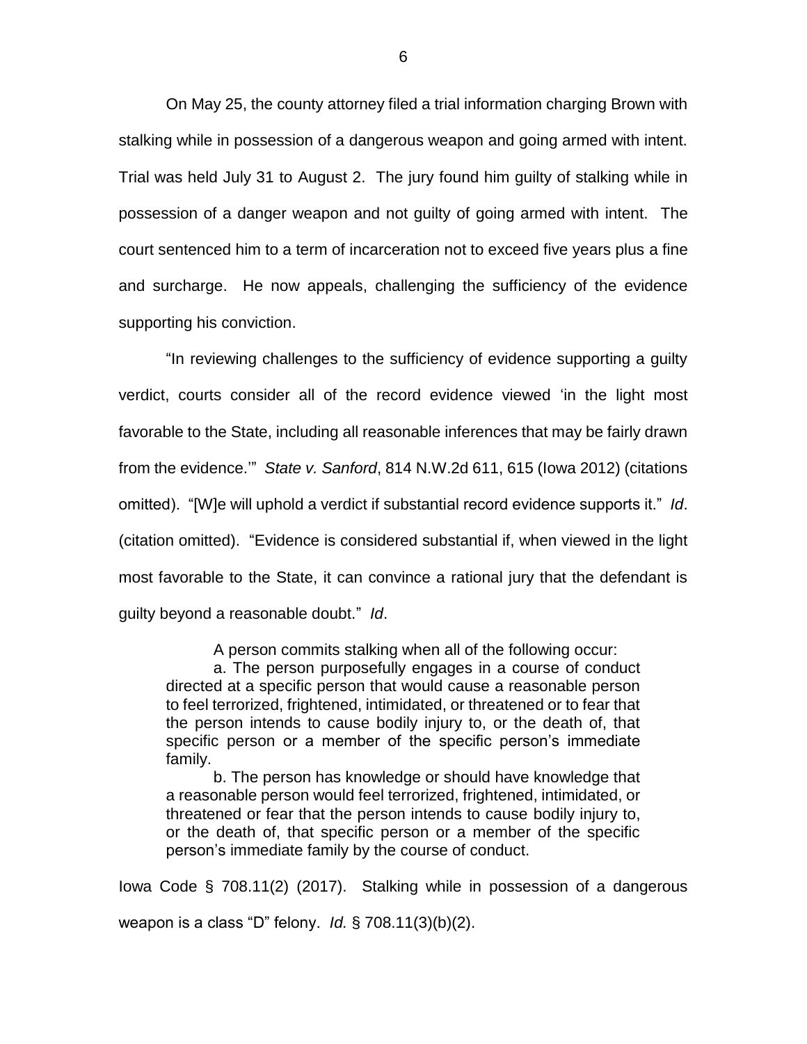On May 25, the county attorney filed a trial information charging Brown with stalking while in possession of a dangerous weapon and going armed with intent. Trial was held July 31 to August 2. The jury found him guilty of stalking while in possession of a danger weapon and not guilty of going armed with intent. The court sentenced him to a term of incarceration not to exceed five years plus a fine and surcharge. He now appeals, challenging the sufficiency of the evidence supporting his conviction.

"In reviewing challenges to the sufficiency of evidence supporting a guilty verdict, courts consider all of the record evidence viewed 'in the light most favorable to the State, including all reasonable inferences that may be fairly drawn from the evidence.'" *State v. Sanford*, 814 N.W.2d 611, 615 (Iowa 2012) (citations omitted). "[W]e will uphold a verdict if substantial record evidence supports it." *Id*. (citation omitted). "Evidence is considered substantial if, when viewed in the light most favorable to the State, it can convince a rational jury that the defendant is guilty beyond a reasonable doubt." *Id*.

> A person commits stalking when all of the following occur:
>
> a. The person purposefully engages in a course of conduct directed at a specific person that would cause a reasonable person to feel terrorized, frightened, intimidated, or threatened or to fear that the person intends to cause bodily injury to, or the death of, that specific person or a member of the specific person's immediate family.
>
> b. The person has knowledge or should have knowledge that a reasonable person would feel terrorized, frightened, intimidated, or threatened or fear that the person intends to cause bodily injury to, or the death of, that specific person or a member of the specific person's immediate family by the course of conduct.

Iowa Code § 708.11(2) (2017). Stalking while in possession of a dangerous weapon is a class "D" felony. *Id.* § 708.11(3)(b)(2).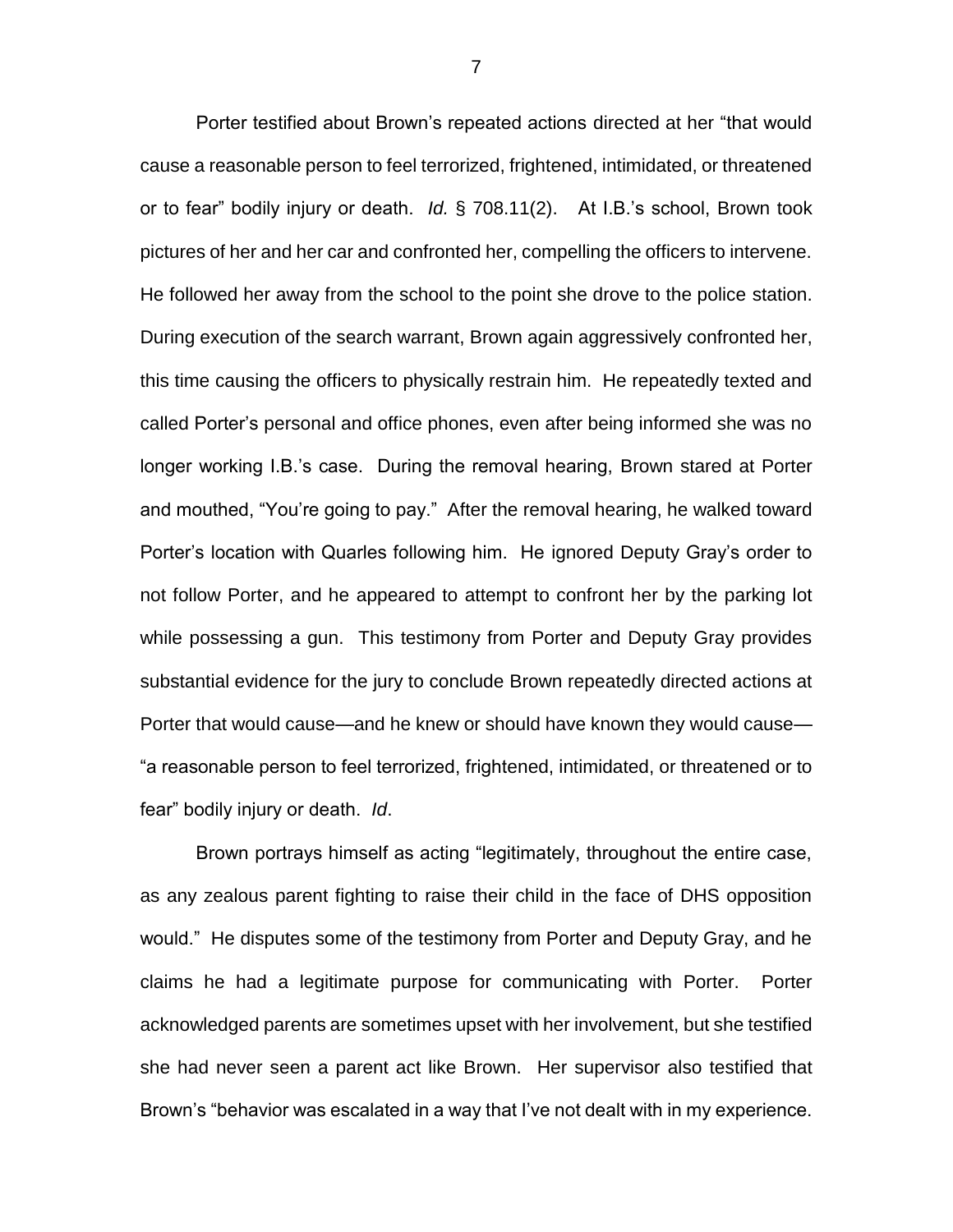Porter testified about Brown's repeated actions directed at her "that would cause a reasonable person to feel terrorized, frightened, intimidated, or threatened or to fear" bodily injury or death. *Id.* § 708.11(2). At I.B.'s school, Brown took pictures of her and her car and confronted her, compelling the officers to intervene. He followed her away from the school to the point she drove to the police station. During execution of the search warrant, Brown again aggressively confronted her, this time causing the officers to physically restrain him. He repeatedly texted and called Porter's personal and office phones, even after being informed she was no longer working I.B.'s case. During the removal hearing, Brown stared at Porter and mouthed, "You're going to pay." After the removal hearing, he walked toward Porter's location with Quarles following him. He ignored Deputy Gray's order to not follow Porter, and he appeared to attempt to confront her by the parking lot while possessing a gun. This testimony from Porter and Deputy Gray provides substantial evidence for the jury to conclude Brown repeatedly directed actions at Porter that would cause—and he knew or should have known they would cause—"a reasonable person to feel terrorized, frightened, intimidated, or threatened or to fear" bodily injury or death. *Id*.

Brown portrays himself as acting "legitimately, throughout the entire case, as any zealous parent fighting to raise their child in the face of DHS opposition would." He disputes some of the testimony from Porter and Deputy Gray, and he claims he had a legitimate purpose for communicating with Porter. Porter acknowledged parents are sometimes upset with her involvement, but she testified she had never seen a parent act like Brown. Her supervisor also testified that Brown's "behavior was escalated in a way that I've not dealt with in my experience.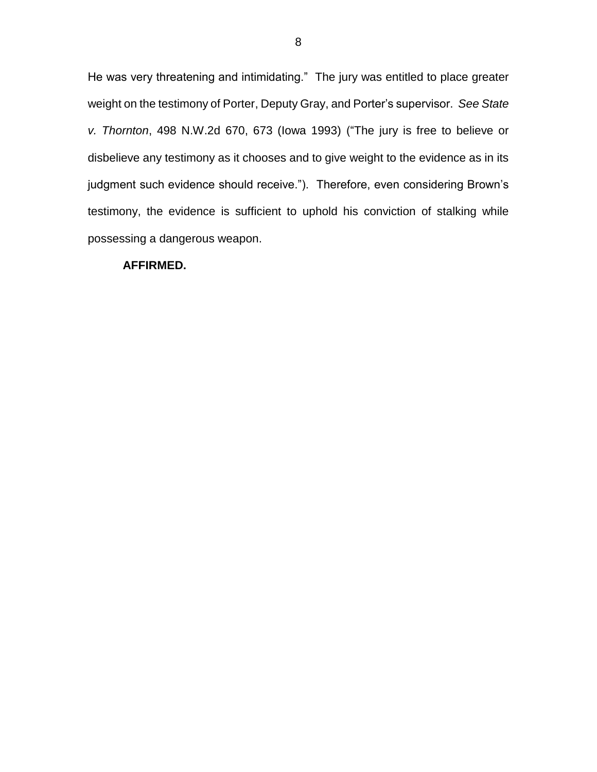He was very threatening and intimidating." The jury was entitled to place greater weight on the testimony of Porter, Deputy Gray, and Porter's supervisor. *See State v. Thornton*, 498 N.W.2d 670, 673 (Iowa 1993) ("The jury is free to believe or disbelieve any testimony as it chooses and to give weight to the evidence as in its judgment such evidence should receive."). Therefore, even considering Brown's testimony, the evidence is sufficient to uphold his conviction of stalking while possessing a dangerous weapon.

**AFFIRMED.**